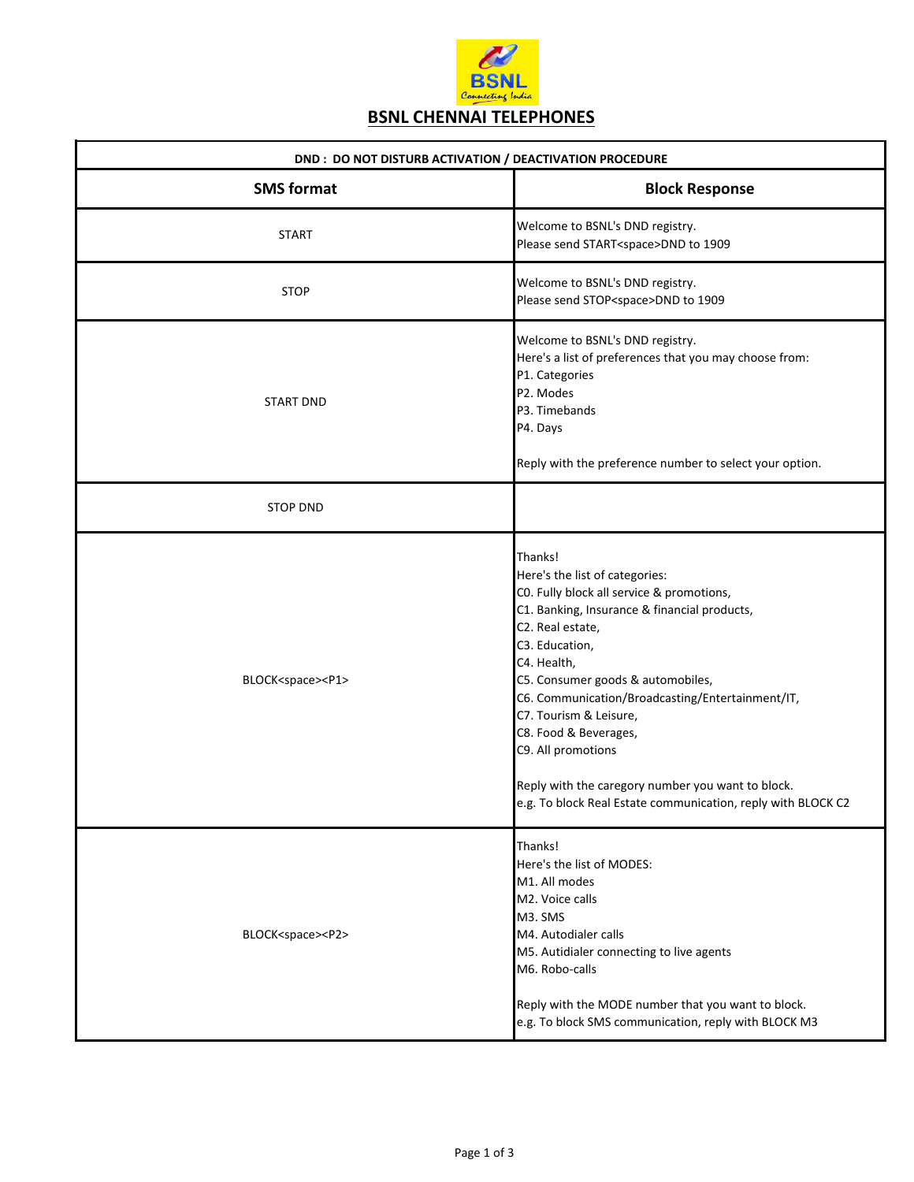# BSNL CHENNAI TELEPHONES

| DND : DO NOT DISTURB ACTIVATION / DEACTIVATION PROCEDURE | |
|---|---|
| **SMS format** | **Block Response** |
| START | Welcome to BSNL's DND registry.<br>Please send START<space>DND to 1909 |
| STOP | Welcome to BSNL's DND registry.<br>Please send STOP<space>DND to 1909 |
| START DND | Welcome to BSNL's DND registry.<br>Here's a list of preferences that you may choose from:<br>P1. Categories<br>P2. Modes<br>P3. Timebands<br>P4. Days<br><br>Reply with the preference number to select your option. |
| STOP DND | |
| BLOCK<space><P1> | Thanks!<br>Here's the list of categories:<br>C0. Fully block all service & promotions,<br>C1. Banking, Insurance & financial products,<br>C2. Real estate,<br>C3. Education,<br>C4. Health,<br>C5. Consumer goods & automobiles,<br>C6. Communication/Broadcasting/Entertainment/IT,<br>C7. Tourism & Leisure,<br>C8. Food & Beverages,<br>C9. All promotions<br><br>Reply with the caregory number you want to block.<br>e.g. To block Real Estate communication, reply with BLOCK C2 |
| BLOCK<space><P2> | Thanks!<br>Here's the list of MODES:<br>M1. All modes<br>M2. Voice calls<br>M3. SMS<br>M4. Autodialer calls<br>M5. Autidialer connecting to live agents<br>M6. Robo-calls<br><br>Reply with the MODE number that you want to block.<br>e.g. To block SMS communication, reply with BLOCK M3 |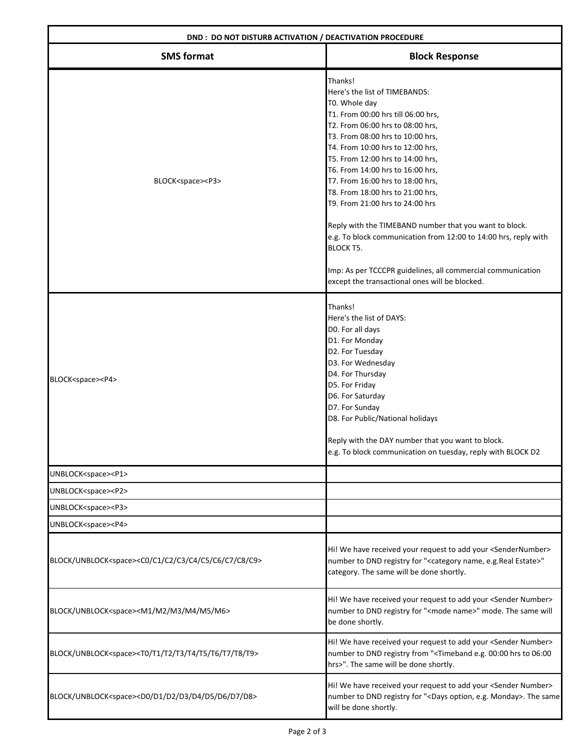| DND : DO NOT DISTURB ACTIVATION / DEACTIVATION PROCEDURE | |
|---|---|
| **SMS format** | **Block Response** |
| BLOCK<space><P3> | Thanks!<br>Here's the list of TIMEBANDS:<br>T0. Whole day<br>T1. From 00:00 hrs till 06:00 hrs,<br>T2. From 06:00 hrs to 08:00 hrs,<br>T3. From 08:00 hrs to 10:00 hrs,<br>T4. From 10:00 hrs to 12:00 hrs,<br>T5. From 12:00 hrs to 14:00 hrs,<br>T6. From 14:00 hrs to 16:00 hrs,<br>T7. From 16:00 hrs to 18:00 hrs,<br>T8. From 18:00 hrs to 21:00 hrs,<br>T9. From 21:00 hrs to 24:00 hrs<br><br>Reply with the TIMEBAND number that you want to block.<br>e.g. To block communication from 12:00 to 14:00 hrs, reply with BLOCK T5.<br><br>Imp: As per TCCCPR guidelines, all commercial communication except the transactional ones will be blocked. |
| BLOCK<space><P4> | Thanks!<br>Here's the list of DAYS:<br>D0. For all days<br>D1. For Monday<br>D2. For Tuesday<br>D3. For Wednesday<br>D4. For Thursday<br>D5. For Friday<br>D6. For Saturday<br>D7. For Sunday<br>D8. For Public/National holidays<br><br>Reply with the DAY number that you want to block.<br>e.g. To block communication on tuesday, reply with BLOCK D2 |
| UNBLOCK<space><P1> | |
| UNBLOCK<space><P2> | |
| UNBLOCK<space><P3> | |
| UNBLOCK<space><P4> | |
| BLOCK/UNBLOCK<space><C0/C1/C2/C3/C4/C5/C6/C7/C8/C9> | Hi! We have received your request to add your <SenderNumber> number to DND registry for "<category name, e.g.Real Estate>" category. The same will be done shortly. |
| BLOCK/UNBLOCK<space><M1/M2/M3/M4/M5/M6> | Hi! We have received your request to add your <Sender Number> number to DND registry for "<mode name>" mode. The same will be done shortly. |
| BLOCK/UNBLOCK<space><T0/T1/T2/T3/T4/T5/T6/T7/T8/T9> | Hi! We have received your request to add your <Sender Number> number to DND registry from "<Timeband e.g. 00:00 hrs to 06:00 hrs>". The same will be done shortly. |
| BLOCK/UNBLOCK<space><D0/D1/D2/D3/D4/D5/D6/D7/D8> | Hi! We have received your request to add your <Sender Number> number to DND registry for "<Days option, e.g. Monday>. The same will be done shortly. |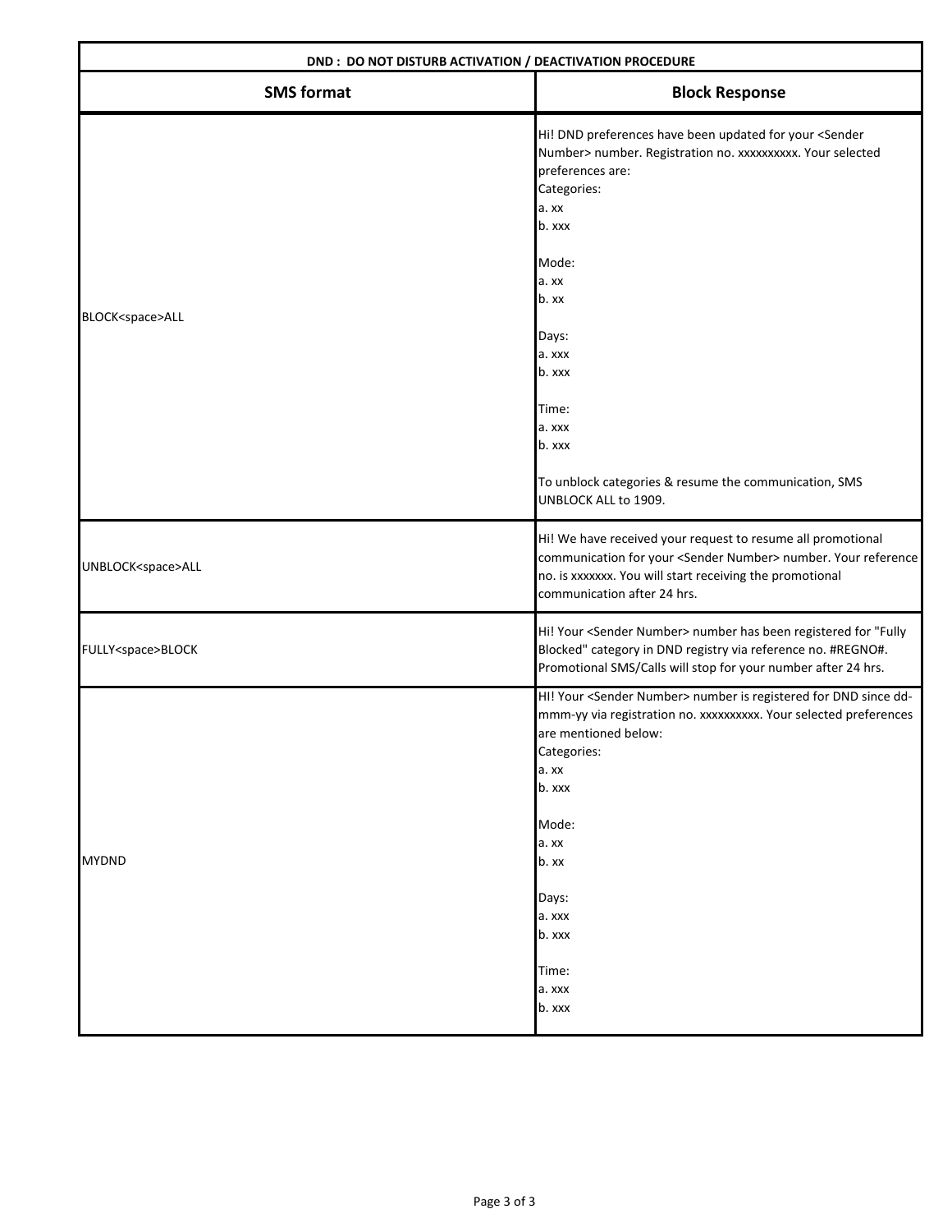| DND : DO NOT DISTURB ACTIVATION / DEACTIVATION PROCEDURE | |
|---|---|
| **SMS format** | **Block Response** |
| BLOCK<space>ALL | Hi! DND preferences have been updated for your <Sender Number> number. Registration no. xxxxxxxxxx. Your selected preferences are:<br>Categories:<br>a. xx<br>b. xxx<br><br>Mode:<br>a. xx<br>b. xx<br><br>Days:<br>a. xxx<br>b. xxx<br><br>Time:<br>a. xxx<br>b. xxx<br><br>To unblock categories & resume the communication, SMS UNBLOCK ALL to 1909. |
| UNBLOCK<space>ALL | Hi! We have received your request to resume all promotional communication for your <Sender Number> number. Your reference no. is xxxxxxx. You will start receiving the promotional communication after 24 hrs. |
| FULLY<space>BLOCK | Hi! Your <Sender Number> number has been registered for "Fully Blocked" category in DND registry via reference no. #REGNO#. Promotional SMS/Calls will stop for your number after 24 hrs. |
| MYDND | HI! Your <Sender Number> number is registered for DND since dd-mmm-yy via registration no. xxxxxxxxxx. Your selected preferences are mentioned below:<br>Categories:<br>a. xx<br>b. xxx<br><br>Mode:<br>a. xx<br>b. xx<br><br>Days:<br>a. xxx<br>b. xxx<br><br>Time:<br>a. xxx<br>b. xxx |